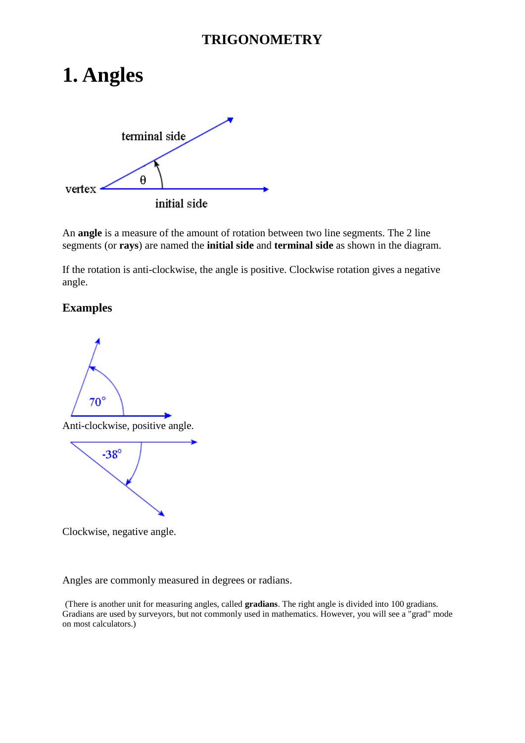**TRIGONOMETRY**

# 1. Angles

An **angle** is a measure of the amount of rotation between two line segments. The 2 line segments (or **rays**) are named the **initial side** and **terminal side** as shown in the diagram.

If the rotation is anti-clockwise, the angle is positive. Clockwise rotation gives a negative angle.

### Examples

Anti-clockwise, positive angle.

Clockwise, negative angle.

Angles are commonly measured in degrees or radians.

(There is another unit for measuring angles, called **gradians**. The right angle is divided into 100 gradians. Gradians are used by surveyors, but not commonly used in mathematics. However, you will see a "grad" mode on most calculators.)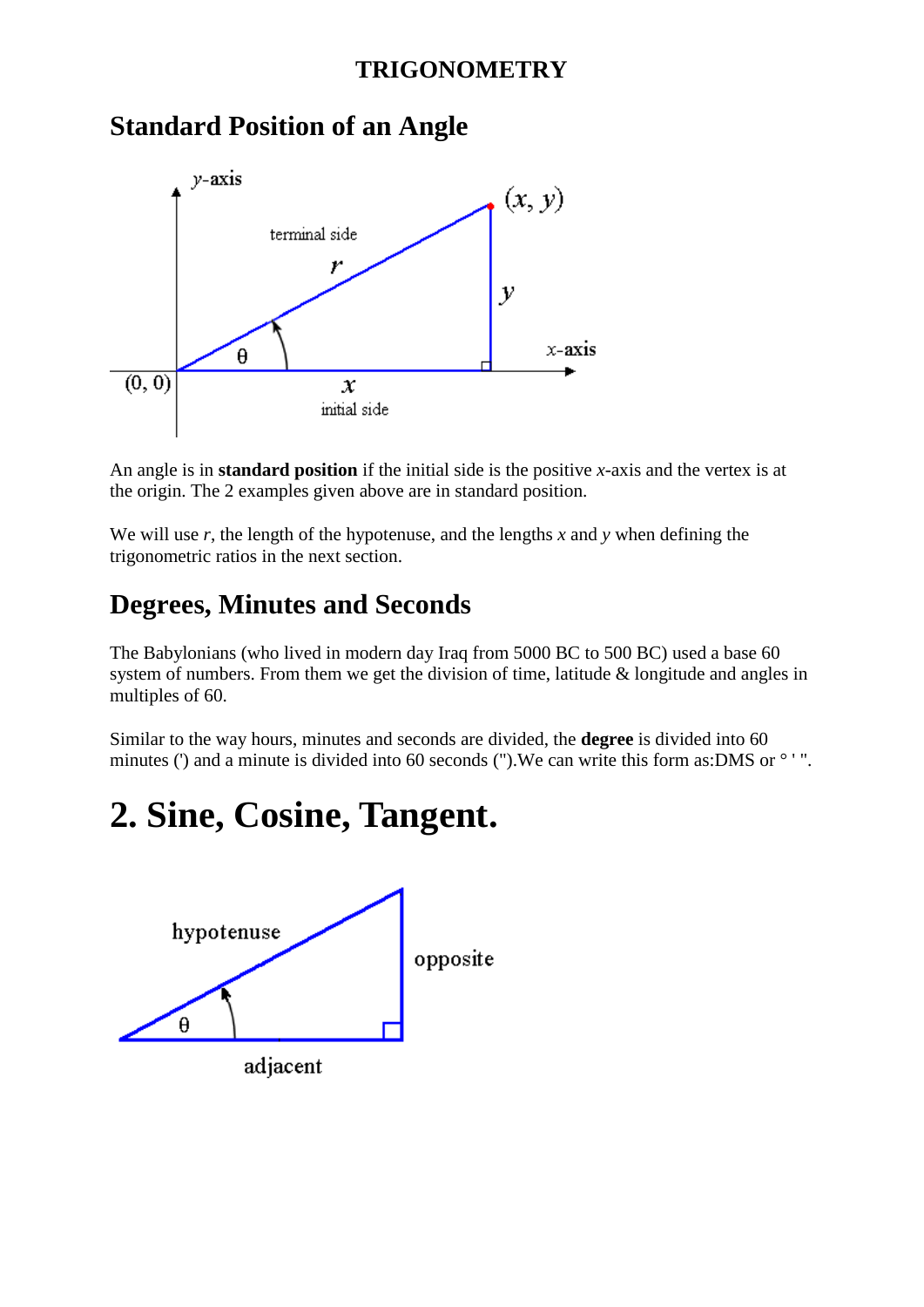## TRIGONOMETRY

## Standard Position of an Angle

An angle is in **standard position** if the initial side is the positive *x*-axis and the vertex is at the origin. The 2 examples given above are in standard position.

We will use *r*, the length of the hypotenuse, and the lengths *x* and *y* when defining the trigonometric ratios in the next section.

## Degrees, Minutes and Seconds

The Babylonians (who lived in modern day Iraq from 5000 BC to 500 BC) used a base 60 system of numbers. From them we get the division of time, latitude & longitude and angles in multiples of 60.

Similar to the way hours, minutes and seconds are divided, the **degree** is divided into 60 minutes (') and a minute is divided into 60 seconds (").We can write this form as:DMS or ° ' ".

# 2. Sine, Cosine, Tangent.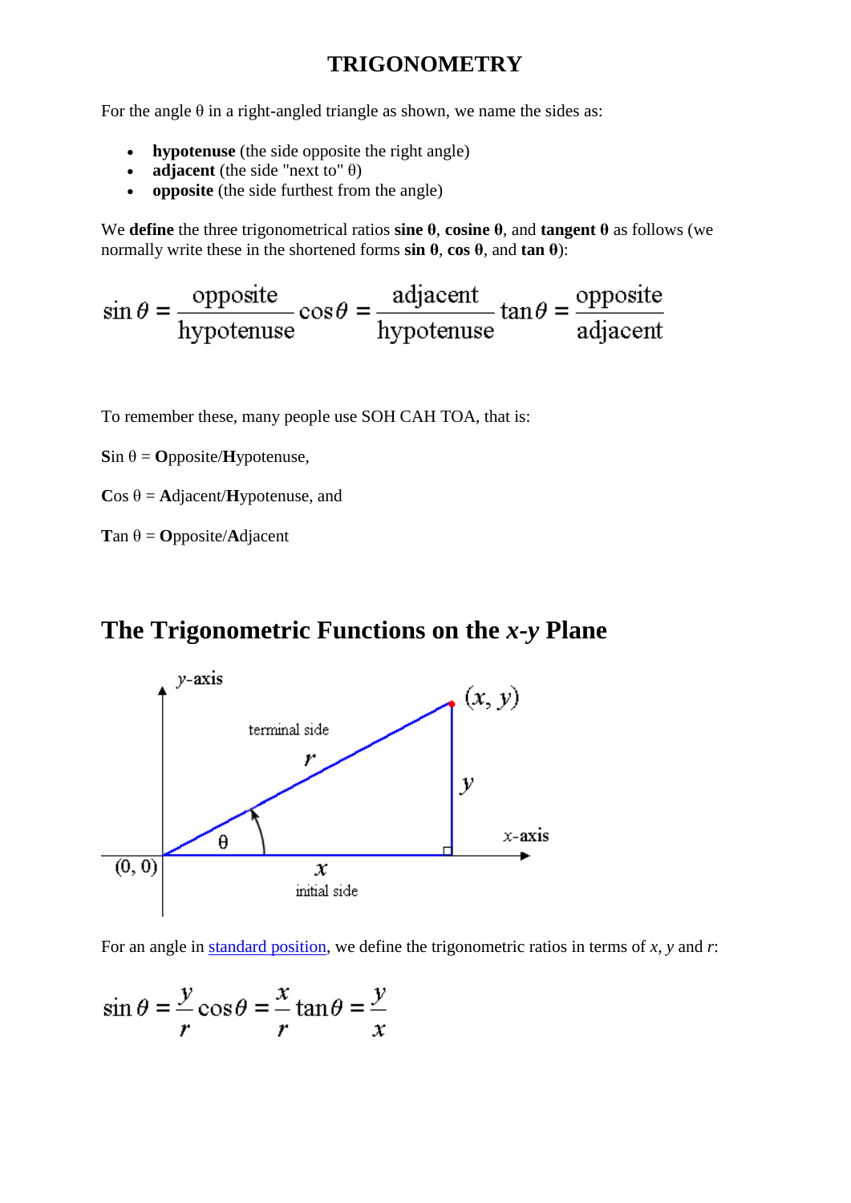# TRIGONOMETRY

For the angle θ in a right-angled triangle as shown, we name the sides as:

- **hypotenuse** (the side opposite the right angle)
- **adjacent** (the side "next to" θ)
- **opposite** (the side furthest from the angle)

We **define** the three trigonometrical ratios **sine θ**, **cosine θ**, and **tangent θ** as follows (we normally write these in the shortened forms **sin θ**, **cos θ**, and **tan θ**):

$$\sin\theta = \frac{\text{opposite}}{\text{hypotenuse}} \quad \cos\theta = \frac{\text{adjacent}}{\text{hypotenuse}} \quad \tan\theta = \frac{\text{opposite}}{\text{adjacent}}$$

To remember these, many people use SOH CAH TOA, that is:

**S**in θ = **O**pposite/**H**ypotenuse,

**C**os θ = **A**djacent/**H**ypotenuse, and

**T**an θ = **O**pposite/**A**djacent

## The Trigonometric Functions on the *x*-*y* Plane

For an angle in standard position, we define the trigonometric ratios in terms of *x*, *y* and *r*:

$$\sin\theta = \frac{y}{r} \quad \cos\theta = \frac{x}{r} \quad \tan\theta = \frac{y}{x}$$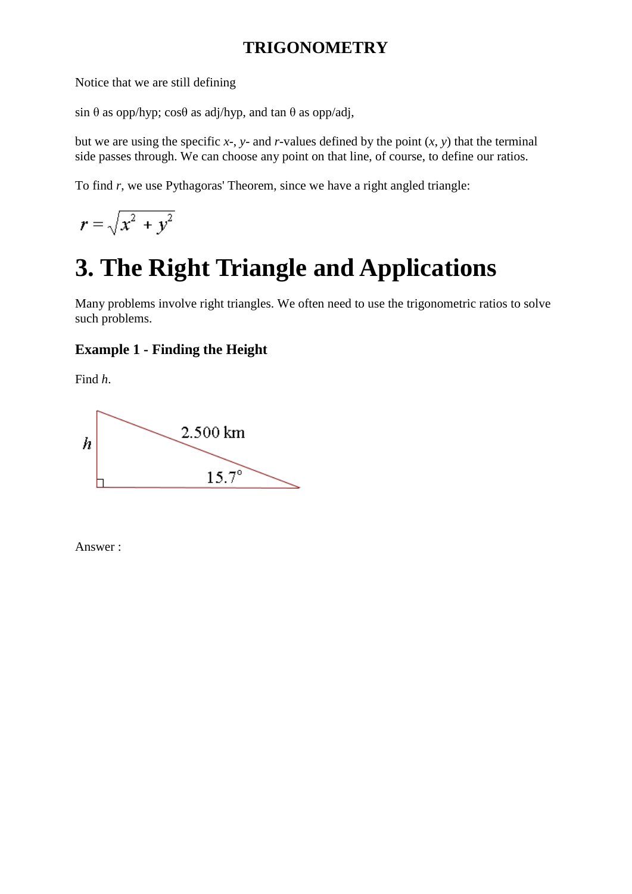Notice that we are still defining

sin θ as opp/hyp; cosθ as adj/hyp, and tan θ as opp/adj,

but we are using the specific $x$-, $y$- and $r$-values defined by the point $(x, y)$ that the terminal side passes through. We can choose any point on that line, of course, to define our ratios.

To find $r$, we use Pythagoras' Theorem, since we have a right angled triangle:

$$r = \sqrt{x^2 + y^2}$$

# 3. The Right Triangle and Applications

Many problems involve right triangles. We often need to use the trigonometric ratios to solve such problems.

### Example 1 - Finding the Height

Find $h$.

Answer :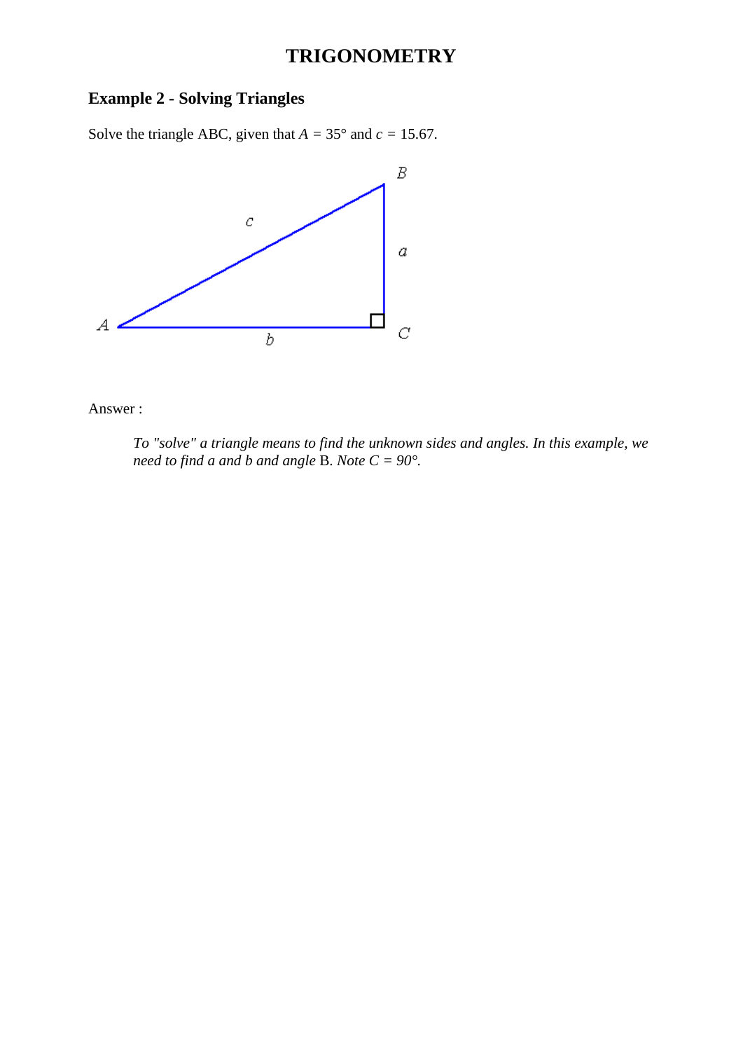# TRIGONOMETRY

## Example 2 - Solving Triangles

Solve the triangle ABC, given that $A$ = 35° and $c$ = 15.67.

Answer :

> *To "solve" a triangle means to find the unknown sides and angles. In this example, we need to find a and b and angle* B. *Note C = 90°.*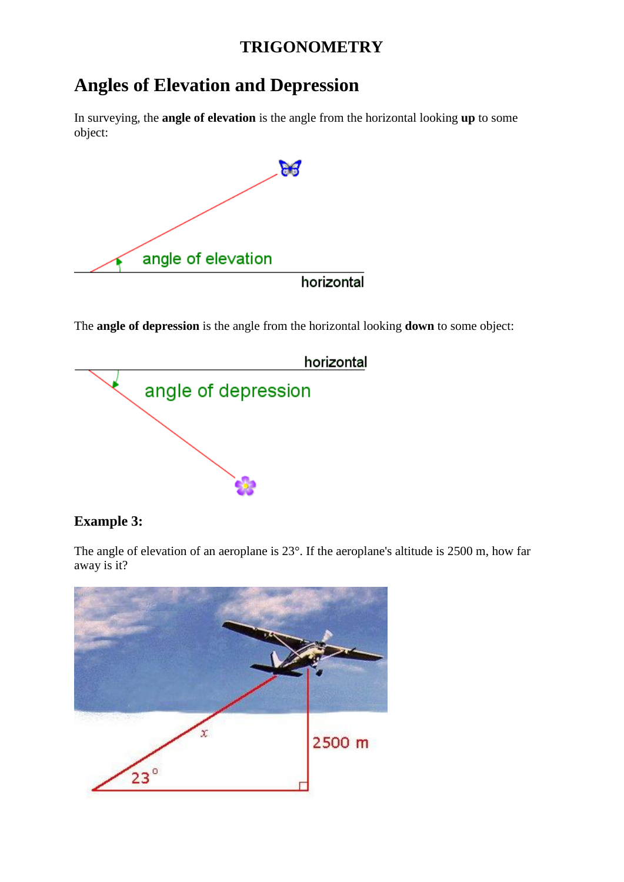## TRIGONOMETRY

# Angles of Elevation and Depression

In surveying, the **angle of elevation** is the angle from the horizontal looking **up** to some object:

The **angle of depression** is the angle from the horizontal looking **down** to some object:

### Example 3:

The angle of elevation of an aeroplane is 23°. If the aeroplane's altitude is 2500 m, how far away is it?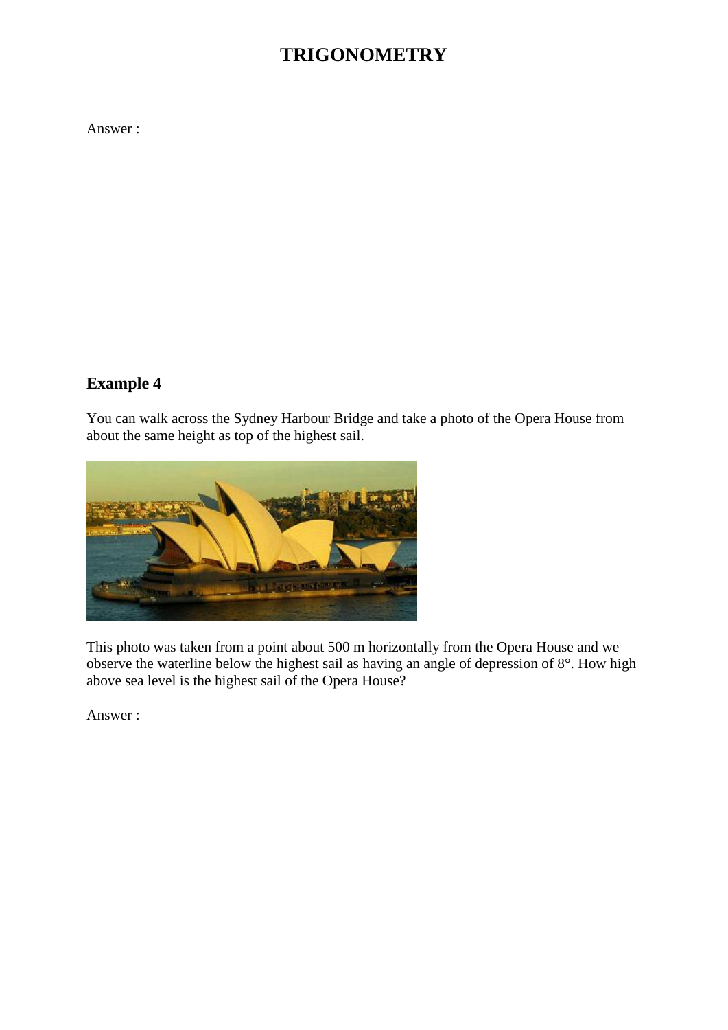Answer :

## Example 4

You can walk across the Sydney Harbour Bridge and take a photo of the Opera House from about the same height as top of the highest sail.

This photo was taken from a point about 500 m horizontally from the Opera House and we observe the waterline below the highest sail as having an angle of depression of 8°. How high above sea level is the highest sail of the Opera House?

Answer :